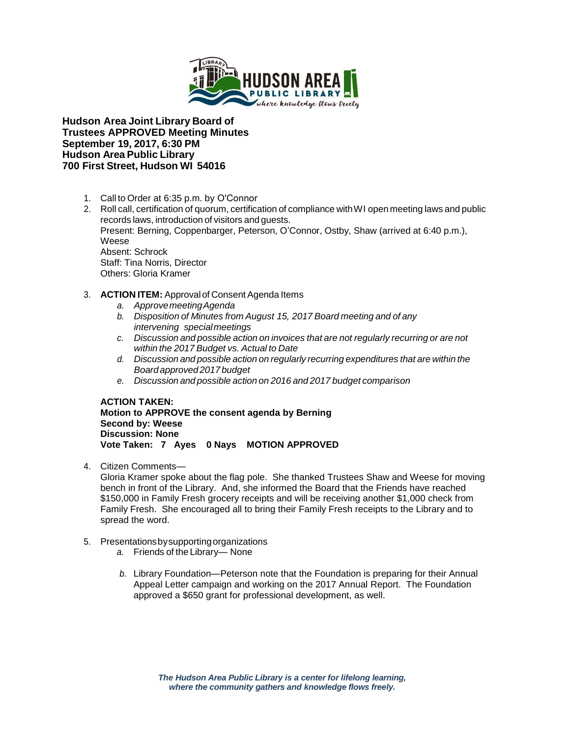**Hudson Area Joint Library Board of Trustees APPROVED Meeting Minutes**
**September 19, 2017, 6:30 PM**
**Hudson Area Public Library**
**700 First Street, Hudson WI 54016**

1. Call to Order at 6:35 p.m. by O'Connor
2. Roll call, certification of quorum, certification of compliance with WI open meeting laws and public records laws, introduction of visitors and guests.
   Present: Berning, Coppenbarger, Peterson, O'Connor, Ostby, Shaw (arrived at 6:40 p.m.), Weese
   Absent: Schrock
   Staff: Tina Norris, Director
   Others: Gloria Kramer
3. **ACTION ITEM:** Approval of Consent Agenda Items
   a. *Approve meeting Agenda*
   b. *Disposition of Minutes from August 15, 2017 Board meeting and of any intervening special meetings*
   c. *Discussion and possible action on invoices that are not regularly recurring or are not within the 2017 Budget vs. Actual to Date*
   d. *Discussion and possible action on regularly recurring expenditures that are within the Board approved 2017 budget*
   e. *Discussion and possible action on 2016 and 2017 budget comparison*

   **ACTION TAKEN:**
   **Motion to APPROVE the consent agenda by Berning**
   **Second by: Weese**
   **Discussion: None**
   **Vote Taken: 7 Ayes 0 Nays MOTION APPROVED**

4. Citizen Comments—
   Gloria Kramer spoke about the flag pole. She thanked Trustees Shaw and Weese for moving bench in front of the Library. And, she informed the Board that the Friends have reached $150,000 in Family Fresh grocery receipts and will be receiving another $1,000 check from Family Fresh. She encouraged all to bring their Family Fresh receipts to the Library and to spread the word.
5. Presentations by supporting organizations
   a. Friends of the Library— None
   b. Library Foundation—Peterson note that the Foundation is preparing for their Annual Appeal Letter campaign and working on the 2017 Annual Report. The Foundation approved a $650 grant for professional development, as well.

***The Hudson Area Public Library is a center for lifelong learning, where the community gathers and knowledge flows freely.***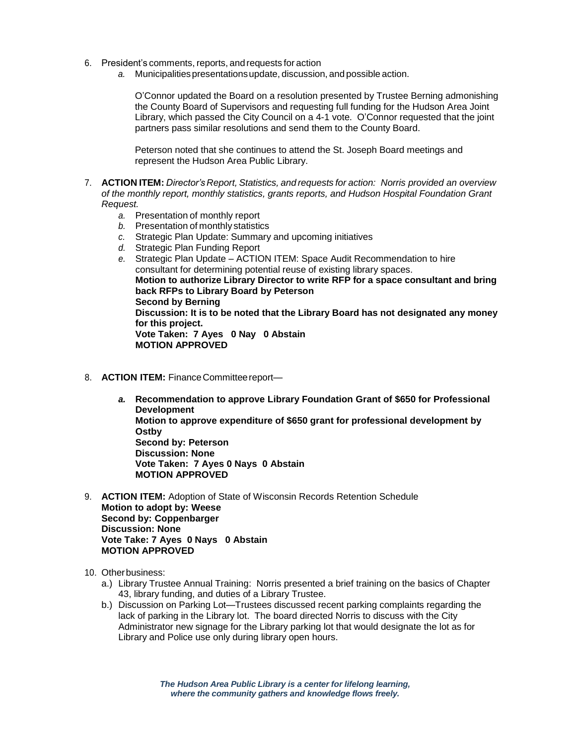6. President's comments, reports, and requests for action
   *a.* Municipalities presentations update, discussion, and possible action.

   O'Connor updated the Board on a resolution presented by Trustee Berning admonishing the County Board of Supervisors and requesting full funding for the Hudson Area Joint Library, which passed the City Council on a 4-1 vote. O'Connor requested that the joint partners pass similar resolutions and send them to the County Board.

   Peterson noted that she continues to attend the St. Joseph Board meetings and represent the Hudson Area Public Library.

7. **ACTION ITEM:** *Director's Report, Statistics, and requests for action: Norris provided an overview of the monthly report, monthly statistics, grants reports, and Hudson Hospital Foundation Grant Request.*
   *a.* Presentation of monthly report
   *b.* Presentation of monthly statistics
   *c.* Strategic Plan Update: Summary and upcoming initiatives
   *d.* Strategic Plan Funding Report
   *e.* Strategic Plan Update – ACTION ITEM: Space Audit Recommendation to hire consultant for determining potential reuse of existing library spaces.
   **Motion to authorize Library Director to write RFP for a space consultant and bring back RFPs to Library Board by Peterson**
   **Second by Berning**
   **Discussion: It is to be noted that the Library Board has not designated any money for this project.**
   **Vote Taken: 7 Ayes 0 Nay 0 Abstain**
   **MOTION APPROVED**

8. **ACTION ITEM:** Finance Committee report—

   ***a.*** **Recommendation to approve Library Foundation Grant of $650 for Professional Development**
   **Motion to approve expenditure of $650 grant for professional development by Ostby**
   **Second by: Peterson**
   **Discussion: None**
   **Vote Taken: 7 Ayes 0 Nays 0 Abstain**
   **MOTION APPROVED**

9. **ACTION ITEM:** Adoption of State of Wisconsin Records Retention Schedule
   **Motion to adopt by: Weese**
   **Second by: Coppenbarger**
   **Discussion: None**
   **Vote Take: 7 Ayes 0 Nays 0 Abstain**
   **MOTION APPROVED**

10. Other business:
    a.) Library Trustee Annual Training: Norris presented a brief training on the basics of Chapter 43, library funding, and duties of a Library Trustee.
    b.) Discussion on Parking Lot—Trustees discussed recent parking complaints regarding the lack of parking in the Library lot. The board directed Norris to discuss with the City Administrator new signage for the Library parking lot that would designate the lot as for Library and Police use only during library open hours.

***The Hudson Area Public Library is a center for lifelong learning, where the community gathers and knowledge flows freely.***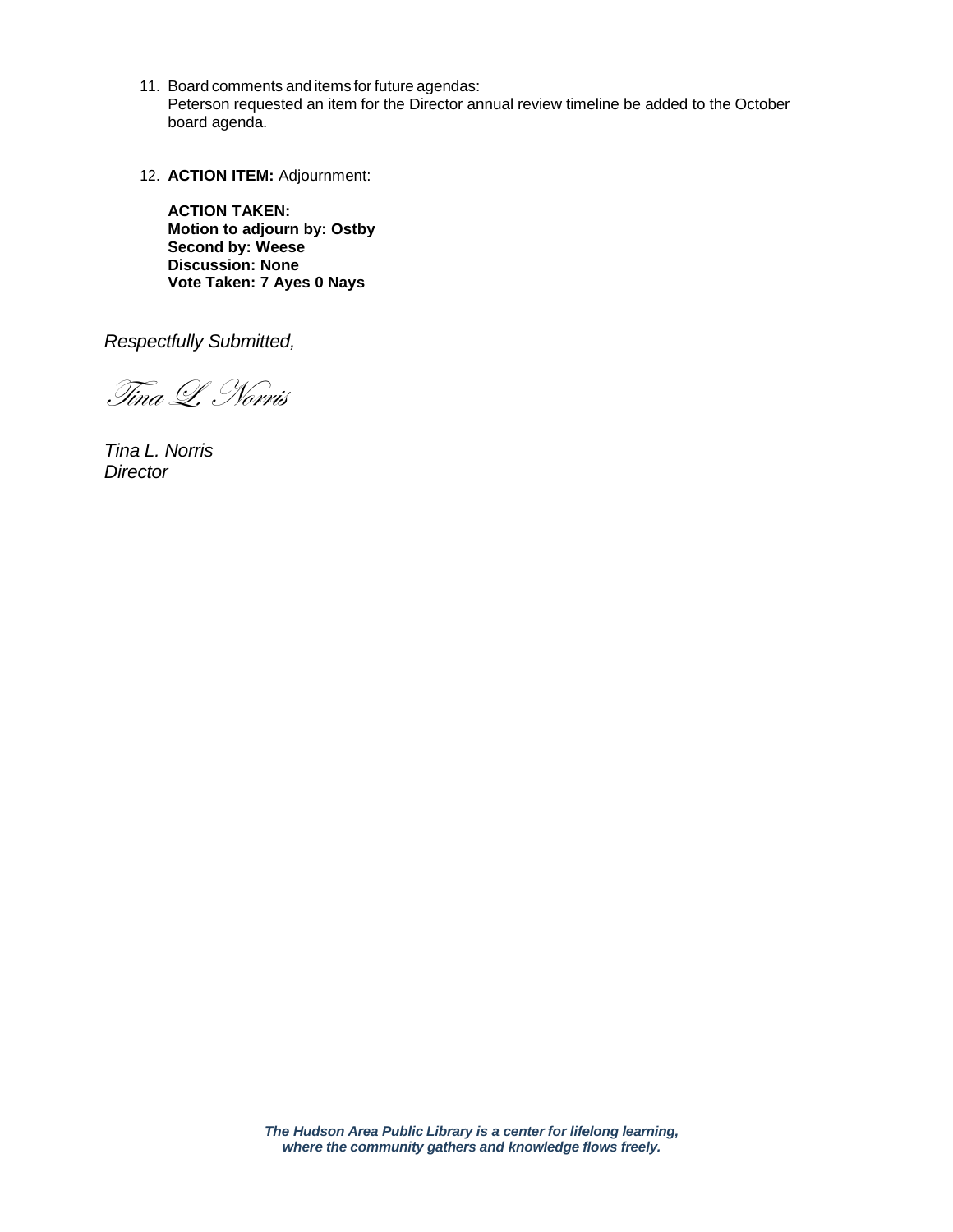11. Board comments and items for future agendas:
    Peterson requested an item for the Director annual review timeline be added to the October board agenda.

12. **ACTION ITEM:** Adjournment:

    **ACTION TAKEN:**
    **Motion to adjourn by: Ostby**
    **Second by: Weese**
    **Discussion: None**
    **Vote Taken: 7 Ayes 0 Nays**

*Respectfully Submitted,*

*Tina L. Norris*

*Tina L. Norris*
*Director*

***The Hudson Area Public Library is a center for lifelong learning, where the community gathers and knowledge flows freely.***